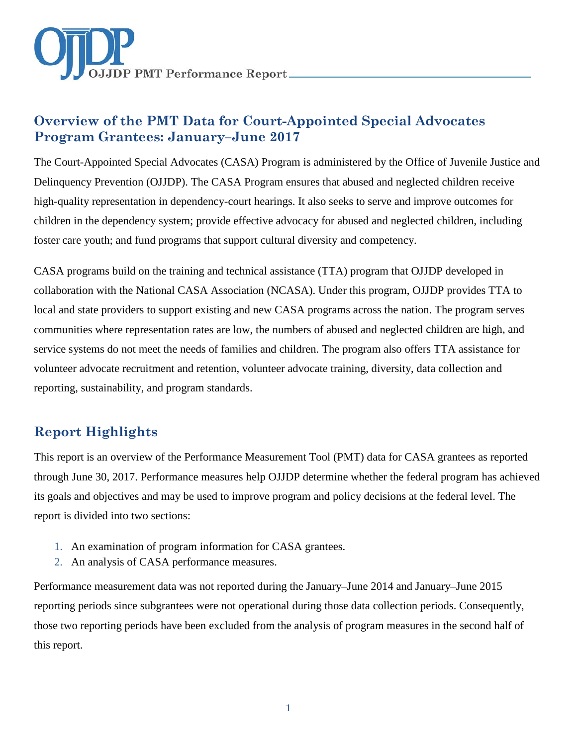# Overview of the PMT Data for Court-Appointed Special Advocates Program Grantees: January–June 2017

The Court-Appointed Special Advocates (CASA) Program is administered by the Office of Juvenile Justice and Delinquency Prevention (OJJDP). The CASA Program ensures that abused and neglected children receive high-quality representation in dependency-court hearings. It also seeks to serve and improve outcomes for children in the dependency system; provide effective advocacy for abused and neglected children, including foster care youth; and fund programs that support cultural diversity and competency.

CASA programs build on the training and technical assistance (TTA) program that OJJDP developed in collaboration with the National CASA Association (NCASA). Under this program, OJJDP provides TTA to local and state providers to support existing and new CASA programs across the nation. The program serves communities where representation rates are low, the numbers of abused and neglected children are high, and service systems do not meet the needs of families and children. The program also offers TTA assistance for volunteer advocate recruitment and retention, volunteer advocate training, diversity, data collection and reporting, sustainability, and program standards.

## Report Highlights

This report is an overview of the Performance Measurement Tool (PMT) data for CASA grantees as reported through June 30, 2017. Performance measures help OJJDP determine whether the federal program has achieved its goals and objectives and may be used to improve program and policy decisions at the federal level. The report is divided into two sections:

1. An examination of program information for CASA grantees.
2. An analysis of CASA performance measures.

Performance measurement data was not reported during the January–June 2014 and January–June 2015 reporting periods since subgrantees were not operational during those data collection periods. Consequently, those two reporting periods have been excluded from the analysis of program measures in the second half of this report.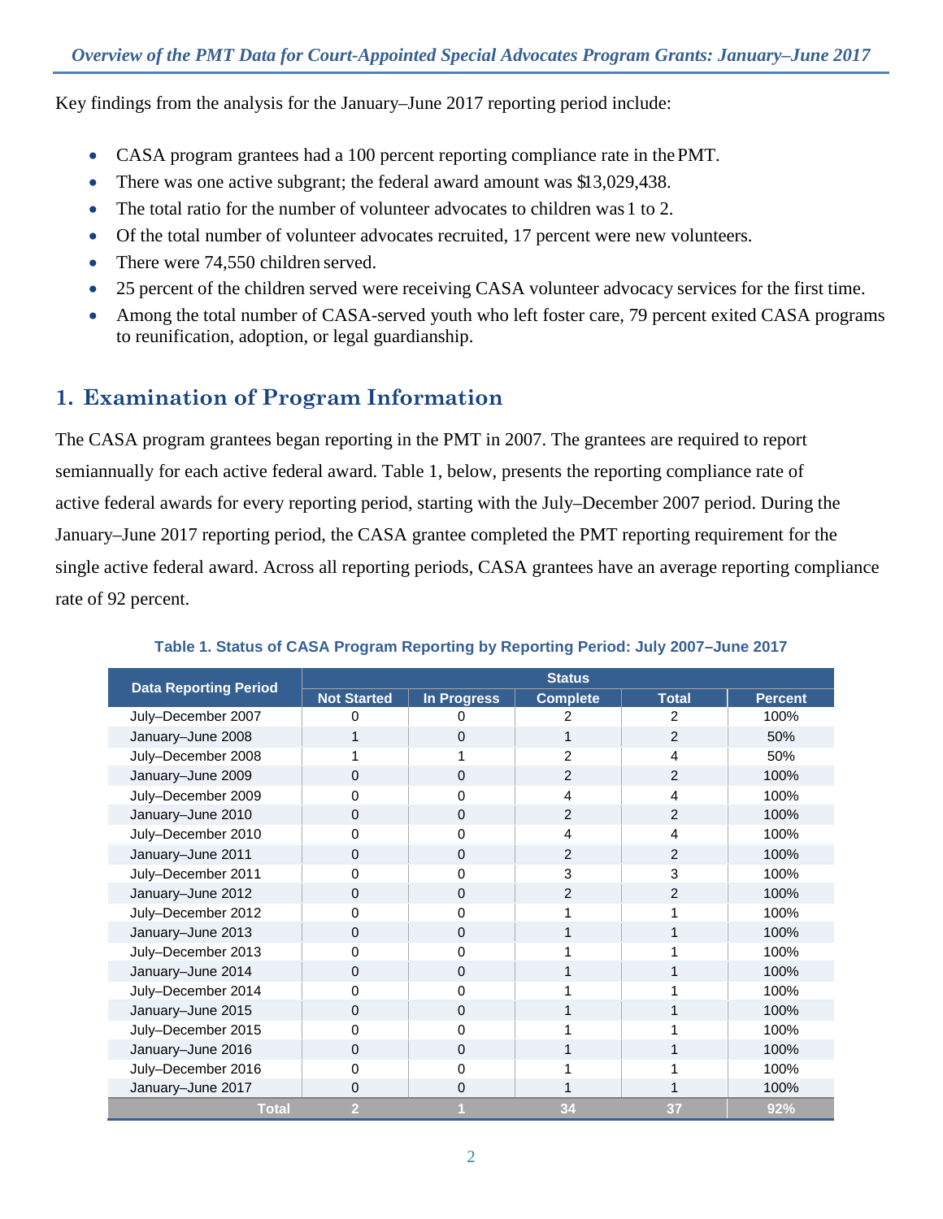Key findings from the analysis for the January–June 2017 reporting period include:

- CASA program grantees had a 100 percent reporting compliance rate in the PMT.
- There was one active subgrant; the federal award amount was $13,029,438.
- The total ratio for the number of volunteer advocates to children was 1 to 2.
- Of the total number of volunteer advocates recruited, 17 percent were new volunteers.
- There were 74,550 children served.
- 25 percent of the children served were receiving CASA volunteer advocacy services for the first time.
- Among the total number of CASA-served youth who left foster care, 79 percent exited CASA programs to reunification, adoption, or legal guardianship.

## 1. Examination of Program Information

The CASA program grantees began reporting in the PMT in 2007. The grantees are required to report semiannually for each active federal award. Table 1, below, presents the reporting compliance rate of active federal awards for every reporting period, starting with the July–December 2007 period. During the January–June 2017 reporting period, the CASA grantee completed the PMT reporting requirement for the single active federal award. Across all reporting periods, CASA grantees have an average reporting compliance rate of 92 percent.

**Table 1. Status of CASA Program Reporting by Reporting Period: July 2007–June 2017**

| Data Reporting Period | Status | | | | |
|---|---|---|---|---|---|
| | Not Started | In Progress | Complete | Total | Percent |
| July–December 2007 | 0 | 0 | 2 | 2 | 100% |
| January–June 2008 | 1 | 0 | 1 | 2 | 50% |
| July–December 2008 | 1 | 1 | 2 | 4 | 50% |
| January–June 2009 | 0 | 0 | 2 | 2 | 100% |
| July–December 2009 | 0 | 0 | 4 | 4 | 100% |
| January–June 2010 | 0 | 0 | 2 | 2 | 100% |
| July–December 2010 | 0 | 0 | 4 | 4 | 100% |
| January–June 2011 | 0 | 0 | 2 | 2 | 100% |
| July–December 2011 | 0 | 0 | 3 | 3 | 100% |
| January–June 2012 | 0 | 0 | 2 | 2 | 100% |
| July–December 2012 | 0 | 0 | 1 | 1 | 100% |
| January–June 2013 | 0 | 0 | 1 | 1 | 100% |
| July–December 2013 | 0 | 0 | 1 | 1 | 100% |
| January–June 2014 | 0 | 0 | 1 | 1 | 100% |
| July–December 2014 | 0 | 0 | 1 | 1 | 100% |
| January–June 2015 | 0 | 0 | 1 | 1 | 100% |
| July–December 2015 | 0 | 0 | 1 | 1 | 100% |
| January–June 2016 | 0 | 0 | 1 | 1 | 100% |
| July–December 2016 | 0 | 0 | 1 | 1 | 100% |
| January–June 2017 | 0 | 0 | 1 | 1 | 100% |
| **Total** | **2** | **1** | **34** | **37** | **92%** |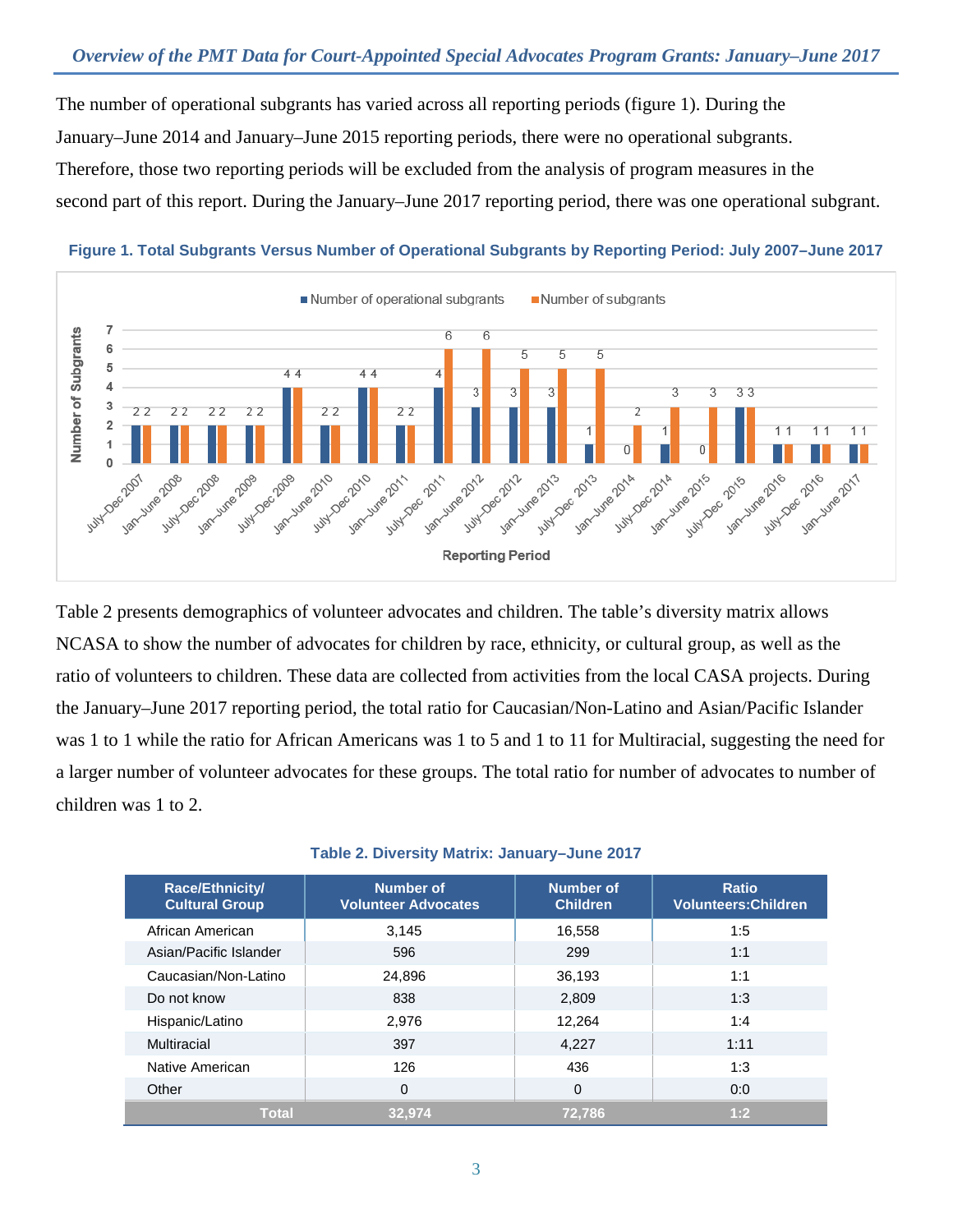The number of operational subgrants has varied across all reporting periods (figure 1). During the January–June 2014 and January–June 2015 reporting periods, there were no operational subgrants. Therefore, those two reporting periods will be excluded from the analysis of program measures in the second part of this report. During the January–June 2017 reporting period, there was one operational subgrant.

**Figure 1. Total Subgrants Versus Number of Operational Subgrants by Reporting Period: July 2007–June 2017**

| Reporting Period | Number of operational subgrants | Number of subgrants |
|---|---|---|
| July–Dec 2007 | 2 | 2 |
| Jan–June 2008 | 2 | 2 |
| July–Dec 2008 | 2 | 2 |
| Jan–June 2009 | 2 | 2 |
| July–Dec 2009 | 4 | 4 |
| Jan–June 2010 | 2 | 2 |
| July–Dec 2010 | 4 | 4 |
| Jan–June 2011 | 2 | 2 |
| July–Dec 2011 | 4 | 6 |
| Jan–June 2012 | 3 | 6 |
| July–Dec 2012 | 3 | 5 |
| Jan–June 2013 | 3 | 5 |
| July–Dec 2013 | 1 | 5 |
| Jan–June 2014 | 0 | 2 |
| July–Dec 2014 | 1 | 3 |
| Jan–June 2015 | 0 | 3 |
| July–Dec 2015 | 3 | 3 |
| Jan–June 2016 | 1 | 1 |
| July–Dec 2016 | 1 | 1 |
| Jan–June 2017 | 1 | 1 |

Table 2 presents demographics of volunteer advocates and children. The table's diversity matrix allows NCASA to show the number of advocates for children by race, ethnicity, or cultural group, as well as the ratio of volunteers to children. These data are collected from activities from the local CASA projects. During the January–June 2017 reporting period, the total ratio for Caucasian/Non-Latino and Asian/Pacific Islander was 1 to 1 while the ratio for African Americans was 1 to 5 and 1 to 11 for Multiracial, suggesting the need for a larger number of volunteer advocates for these groups. The total ratio for number of advocates to number of children was 1 to 2.

**Table 2. Diversity Matrix: January–June 2017**

| Race/Ethnicity/ Cultural Group | Number of Volunteer Advocates | Number of Children | Ratio Volunteers:Children |
|---|---|---|---|
| African American | 3,145 | 16,558 | 1:5 |
| Asian/Pacific Islander | 596 | 299 | 1:1 |
| Caucasian/Non-Latino | 24,896 | 36,193 | 1:1 |
| Do not know | 838 | 2,809 | 1:3 |
| Hispanic/Latino | 2,976 | 12,264 | 1:4 |
| Multiracial | 397 | 4,227 | 1:11 |
| Native American | 126 | 436 | 1:3 |
| Other | 0 | 0 | 0:0 |
| **Total** | **32,974** | **72,786** | **1:2** |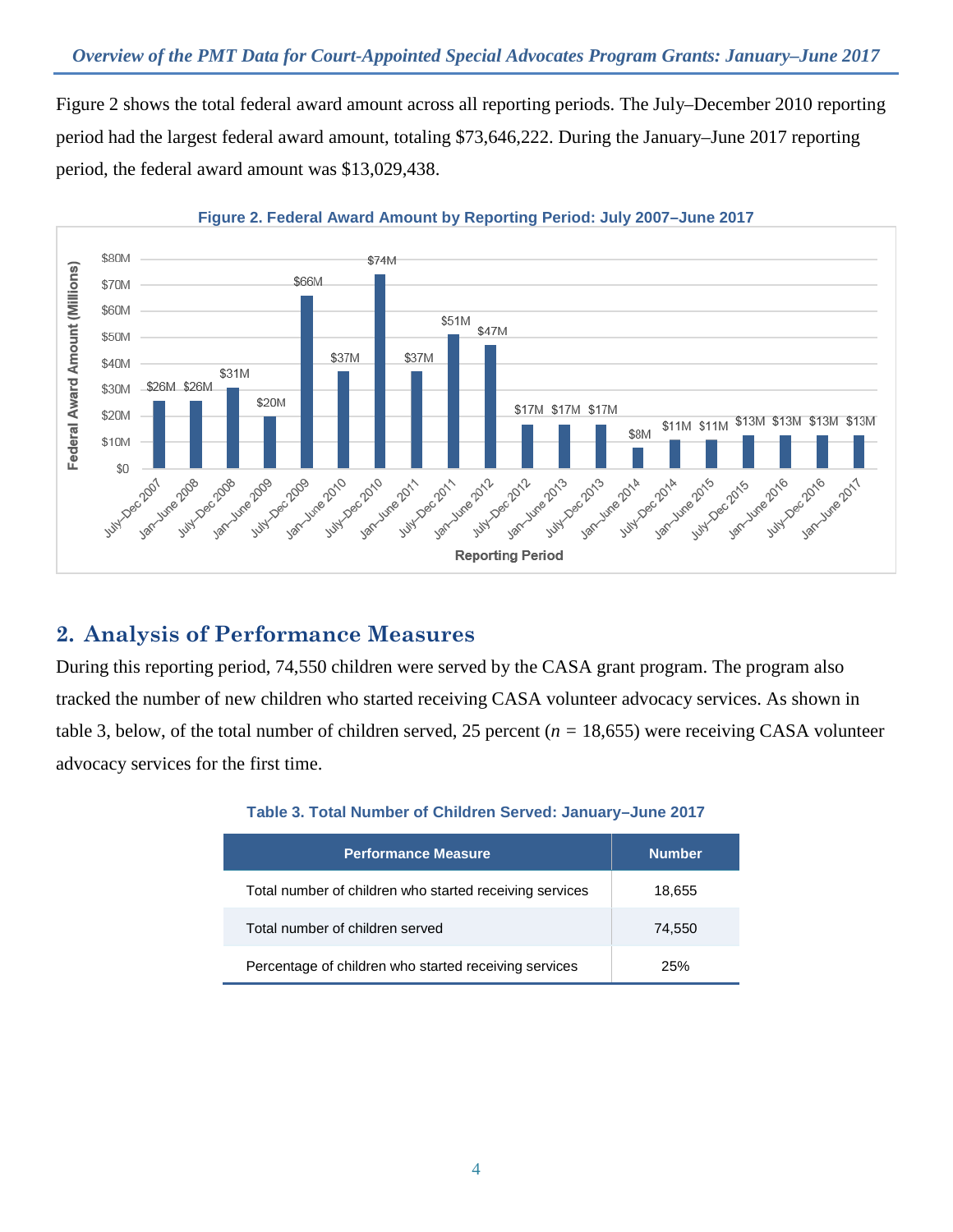Figure 2 shows the total federal award amount across all reporting periods. The July–December 2010 reporting period had the largest federal award amount, totaling $73,646,222. During the January–June 2017 reporting period, the federal award amount was $13,029,438.

**Figure 2. Federal Award Amount by Reporting Period: July 2007–June 2017**

| Reporting Period | Federal Award Amount (Millions) |
|---|---|
| July–Dec 2007 | $26M |
| Jan–June 2008 | $26M |
| July–Dec 2008 | $31M |
| Jan–June 2009 | $20M |
| July–Dec 2009 | $66M |
| Jan–June 2010 | $37M |
| July–Dec 2010 | $74M |
| Jan–June 2011 | $37M |
| July–Dec 2011 | $51M |
| Jan–June 2012 | $47M |
| July–Dec 2012 | $17M |
| Jan–June 2013 | $17M |
| July–Dec 2013 | $17M |
| Jan–June 2014 | $8M |
| July–Dec 2014 | $11M |
| Jan–June 2015 | $11M |
| July–Dec 2015 | $13M |
| Jan–June 2016 | $13M |
| July–Dec 2016 | $13M |
| Jan–June 2017 | $13M |

## 2. Analysis of Performance Measures

During this reporting period, 74,550 children were served by the CASA grant program. The program also tracked the number of new children who started receiving CASA volunteer advocacy services. As shown in table 3, below, of the total number of children served, 25 percent ($n$ = 18,655) were receiving CASA volunteer advocacy services for the first time.

**Table 3. Total Number of Children Served: January–June 2017**

| Performance Measure | Number |
|---|---|
| Total number of children who started receiving services | 18,655 |
| Total number of children served | 74,550 |
| Percentage of children who started receiving services | 25% |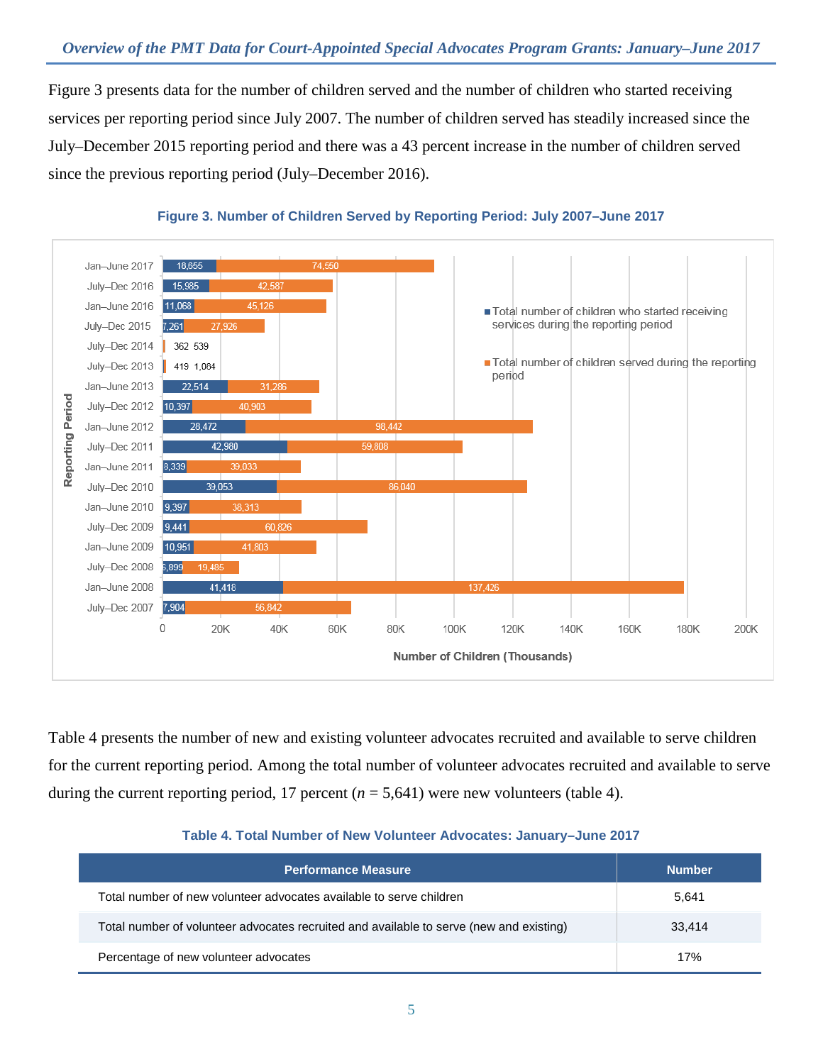Figure 3 presents data for the number of children served and the number of children who started receiving services per reporting period since July 2007. The number of children served has steadily increased since the July–December 2015 reporting period and there was a 43 percent increase in the number of children served since the previous reporting period (July–December 2016).

**Figure 3. Number of Children Served by Reporting Period: July 2007–June 2017**

| Reporting Period | Total number of children who started receiving services during the reporting period | Total number of children served during the reporting period |
|---|---|---|
| Jan–June 2017 | 18,655 | 74,550 |
| July–Dec 2016 | 15,985 | 42,587 |
| Jan–June 2016 | 11,068 | 45,126 |
| July–Dec 2015 | 7,261 | 27,926 |
| July–Dec 2014 | 362 | 539 |
| July–Dec 2013 | 419 | 1,084 |
| Jan–June 2013 | 22,514 | 31,286 |
| July–Dec 2012 | 10,397 | 40,903 |
| Jan–June 2012 | 28,472 | 98,442 |
| July–Dec 2011 | 42,980 | 59,808 |
| Jan–June 2011 | 8,339 | 39,033 |
| July–Dec 2010 | 39,053 | 86,040 |
| Jan–June 2010 | 9,397 | 38,313 |
| July–Dec 2009 | 9,441 | 60,826 |
| Jan–June 2009 | 10,951 | 41,803 |
| July–Dec 2008 | 6,899 | 19,485 |
| Jan–June 2008 | 41,418 | 137,426 |
| July–Dec 2007 | 7,904 | 56,842 |

Number of Children (Thousands)

Table 4 presents the number of new and existing volunteer advocates recruited and available to serve children for the current reporting period. Among the total number of volunteer advocates recruited and available to serve during the current reporting period, 17 percent (*n* = 5,641) were new volunteers (table 4).

**Table 4. Total Number of New Volunteer Advocates: January–June 2017**

| Performance Measure | Number |
|---|---|
| Total number of new volunteer advocates available to serve children | 5,641 |
| Total number of volunteer advocates recruited and available to serve (new and existing) | 33,414 |
| Percentage of new volunteer advocates | 17% |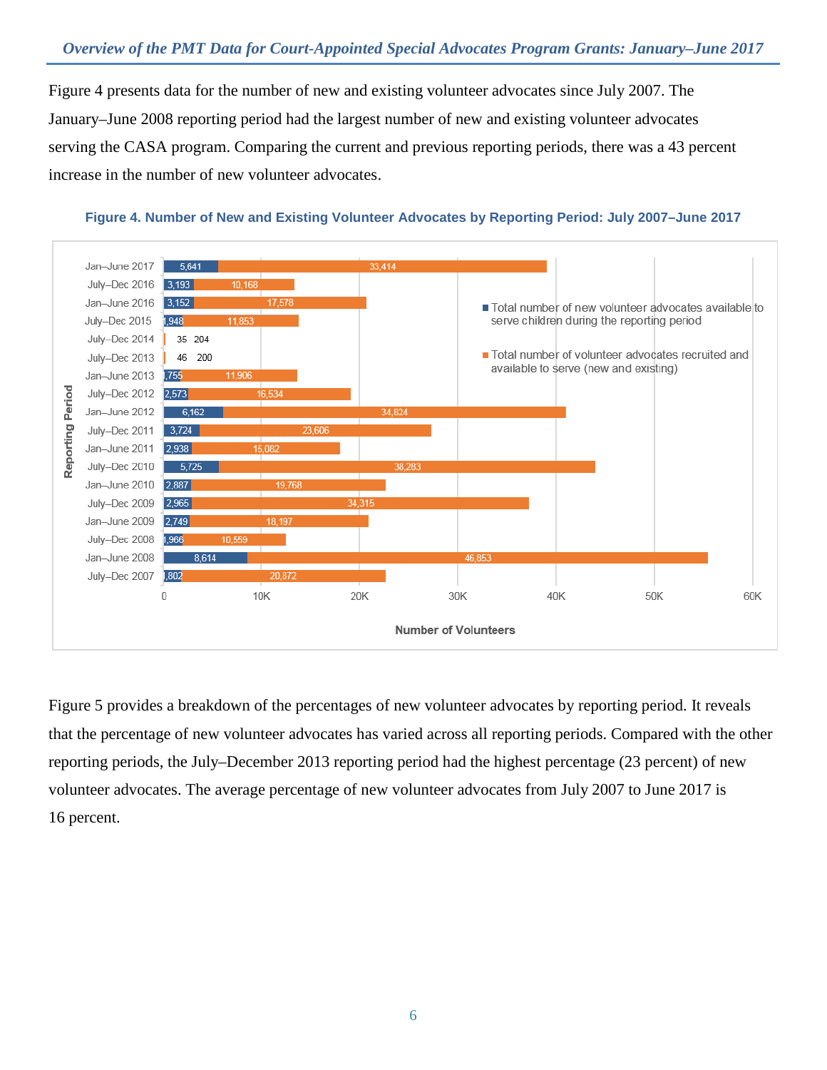Figure 4 presents data for the number of new and existing volunteer advocates since July 2007. The January–June 2008 reporting period had the largest number of new and existing volunteer advocates serving the CASA program. Comparing the current and previous reporting periods, there was a 43 percent increase in the number of new volunteer advocates.

**Figure 4. Number of New and Existing Volunteer Advocates by Reporting Period: July 2007–June 2017**

| Reporting Period | Total number of new volunteer advocates available to serve children during the reporting period | Total number of volunteer advocates recruited and available to serve (new and existing) |
|---|---|---|
| Jan–June 2017 | 5,641 | 33,414 |
| July–Dec 2016 | 3,193 | 10,168 |
| Jan–June 2016 | 3,152 | 17,578 |
| July–Dec 2015 | 1,948 | 11,853 |
| July–Dec 2014 | 35 | 204 |
| July–Dec 2013 | 46 | 200 |
| Jan–June 2013 | 1,755 | 11,906 |
| July–Dec 2012 | 2,573 | 16,534 |
| Jan–June 2012 | 6,162 | 34,824 |
| July–Dec 2011 | 3,724 | 23,606 |
| Jan–June 2011 | 2,938 | 15,082 |
| July–Dec 2010 | 5,725 | 38,283 |
| Jan–June 2010 | 2,887 | 19,768 |
| July–Dec 2009 | 2,965 | 34,315 |
| Jan–June 2009 | 2,749 | 18,197 |
| July–Dec 2008 | 1,966 | 10,559 |
| Jan–June 2008 | 8,614 | 46,853 |
| July–Dec 2007 | 1,802 | 20,872 |

Figure 5 provides a breakdown of the percentages of new volunteer advocates by reporting period. It reveals that the percentage of new volunteer advocates has varied across all reporting periods. Compared with the other reporting periods, the July–December 2013 reporting period had the highest percentage (23 percent) of new volunteer advocates. The average percentage of new volunteer advocates from July 2007 to June 2017 is 16 percent.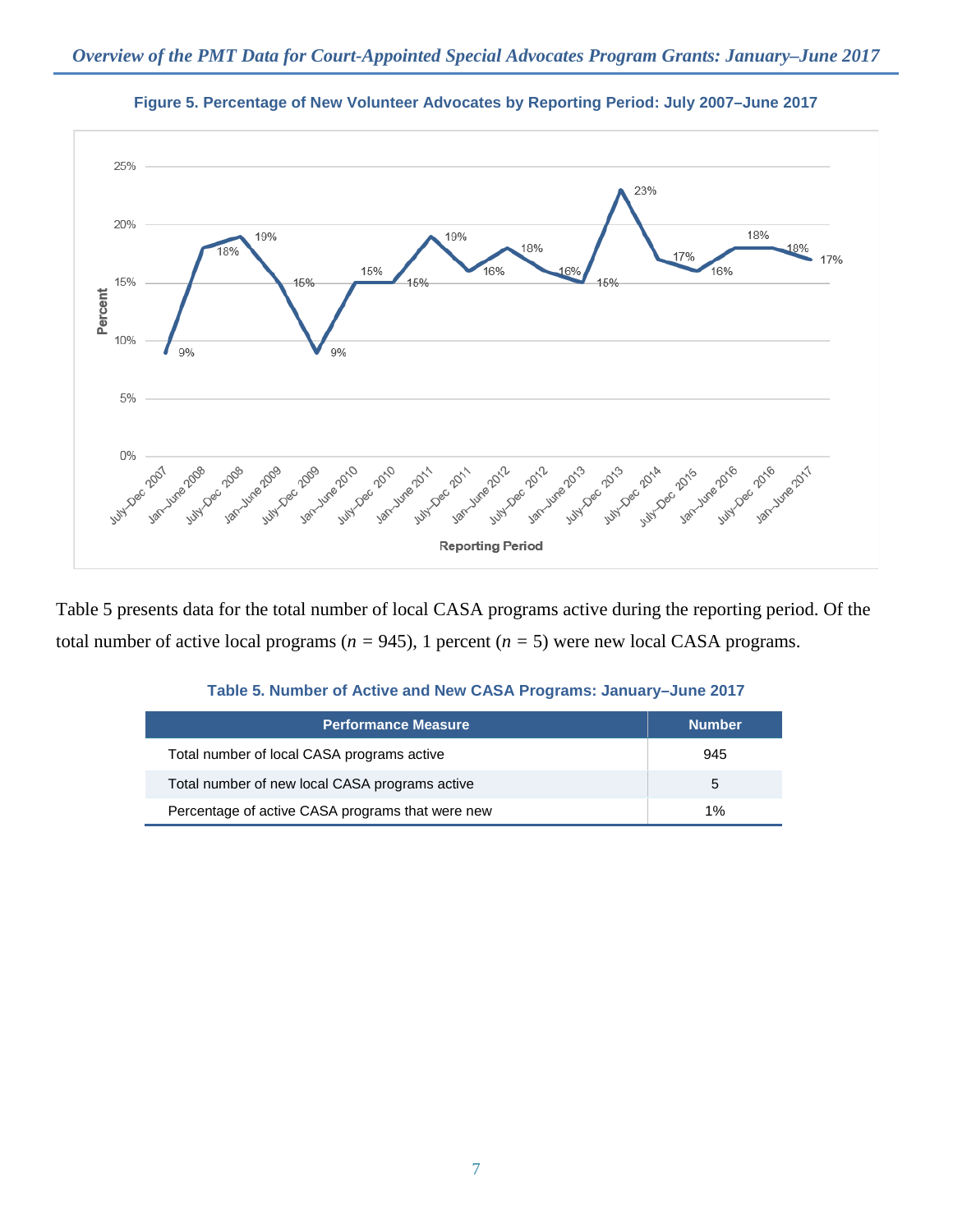**Figure 5. Percentage of New Volunteer Advocates by Reporting Period: July 2007–June 2017**

Table 5 presents data for the total number of local CASA programs active during the reporting period. Of the total number of active local programs ($n$ = 945), 1 percent ($n$ = 5) were new local CASA programs.

**Table 5. Number of Active and New CASA Programs: January–June 2017**

| Performance Measure | Number |
|---|---|
| Total number of local CASA programs active | 945 |
| Total number of new local CASA programs active | 5 |
| Percentage of active CASA programs that were new | 1% |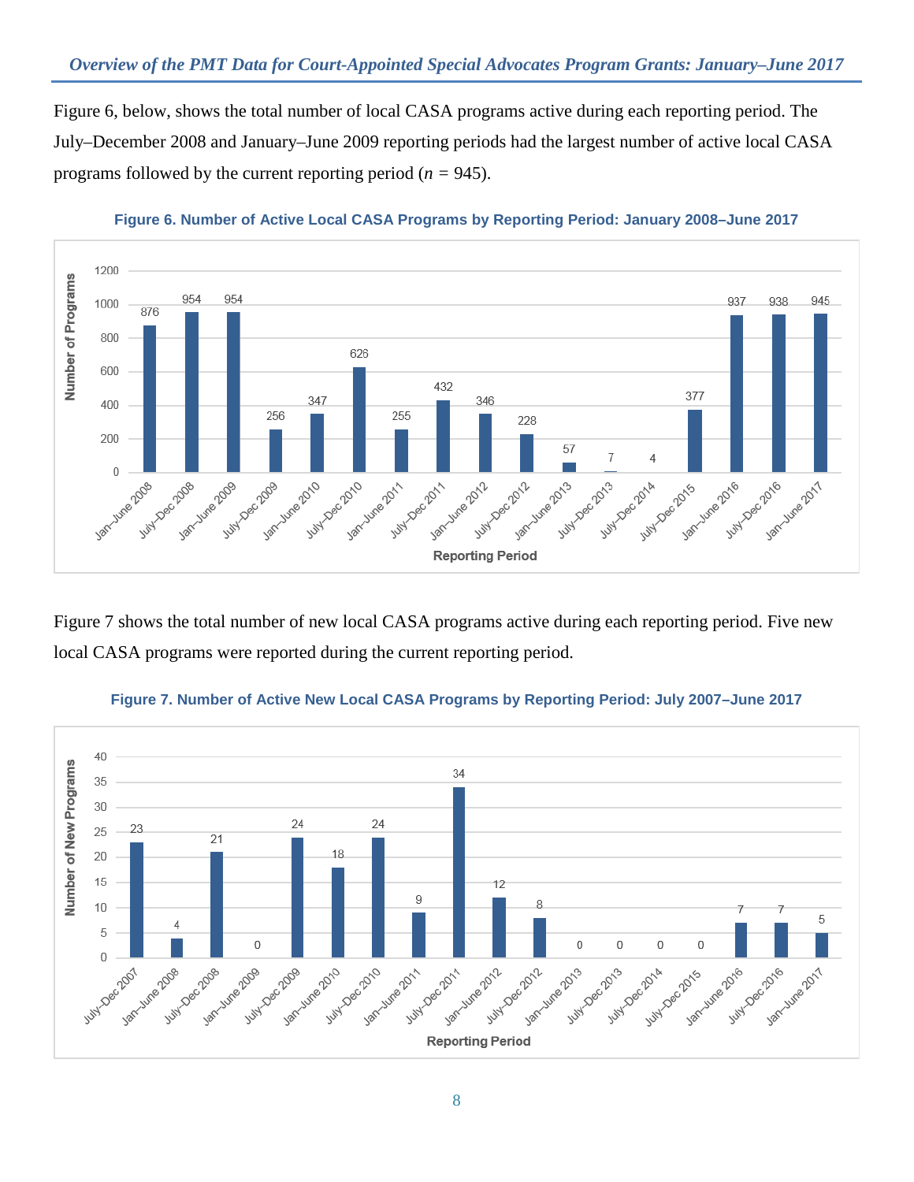Figure 6, below, shows the total number of local CASA programs active during each reporting period. The July–December 2008 and January–June 2009 reporting periods had the largest number of active local CASA programs followed by the current reporting period (*n* = 945).

**Figure 6. Number of Active Local CASA Programs by Reporting Period: January 2008–June 2017**

| Reporting Period | Number of Programs |
|---|---|
| Jan–June 2008 | 876 |
| July–Dec 2008 | 954 |
| Jan–June 2009 | 954 |
| July–Dec 2009 | 256 |
| Jan–June 2010 | 347 |
| July–Dec 2010 | 626 |
| Jan–June 2011 | 255 |
| July–Dec 2011 | 432 |
| Jan–June 2012 | 346 |
| July–Dec 2012 | 228 |
| Jan–June 2013 | 57 |
| July–Dec 2013 | 7 |
| July–Dec 2014 | 4 |
| July–Dec 2015 | 377 |
| Jan–June 2016 | 937 |
| July–Dec 2016 | 938 |
| Jan–June 2017 | 945 |

Figure 7 shows the total number of new local CASA programs active during each reporting period. Five new local CASA programs were reported during the current reporting period.

**Figure 7. Number of Active New Local CASA Programs by Reporting Period: July 2007–June 2017**

| Reporting Period | Number of New Programs |
|---|---|
| July–Dec 2007 | 23 |
| Jan–June 2008 | 4 |
| July–Dec 2008 | 21 |
| Jan–June 2009 | 0 |
| July–Dec 2009 | 24 |
| Jan–June 2010 | 18 |
| July–Dec 2010 | 24 |
| Jan–June 2011 | 9 |
| July–Dec 2011 | 34 |
| Jan–June 2012 | 12 |
| July–Dec 2012 | 8 |
| Jan–June 2013 | 0 |
| July–Dec 2013 | 0 |
| July–Dec 2014 | 0 |
| July–Dec 2015 | 0 |
| Jan–June 2016 | 7 |
| July–Dec 2016 | 7 |
| Jan–June 2017 | 5 |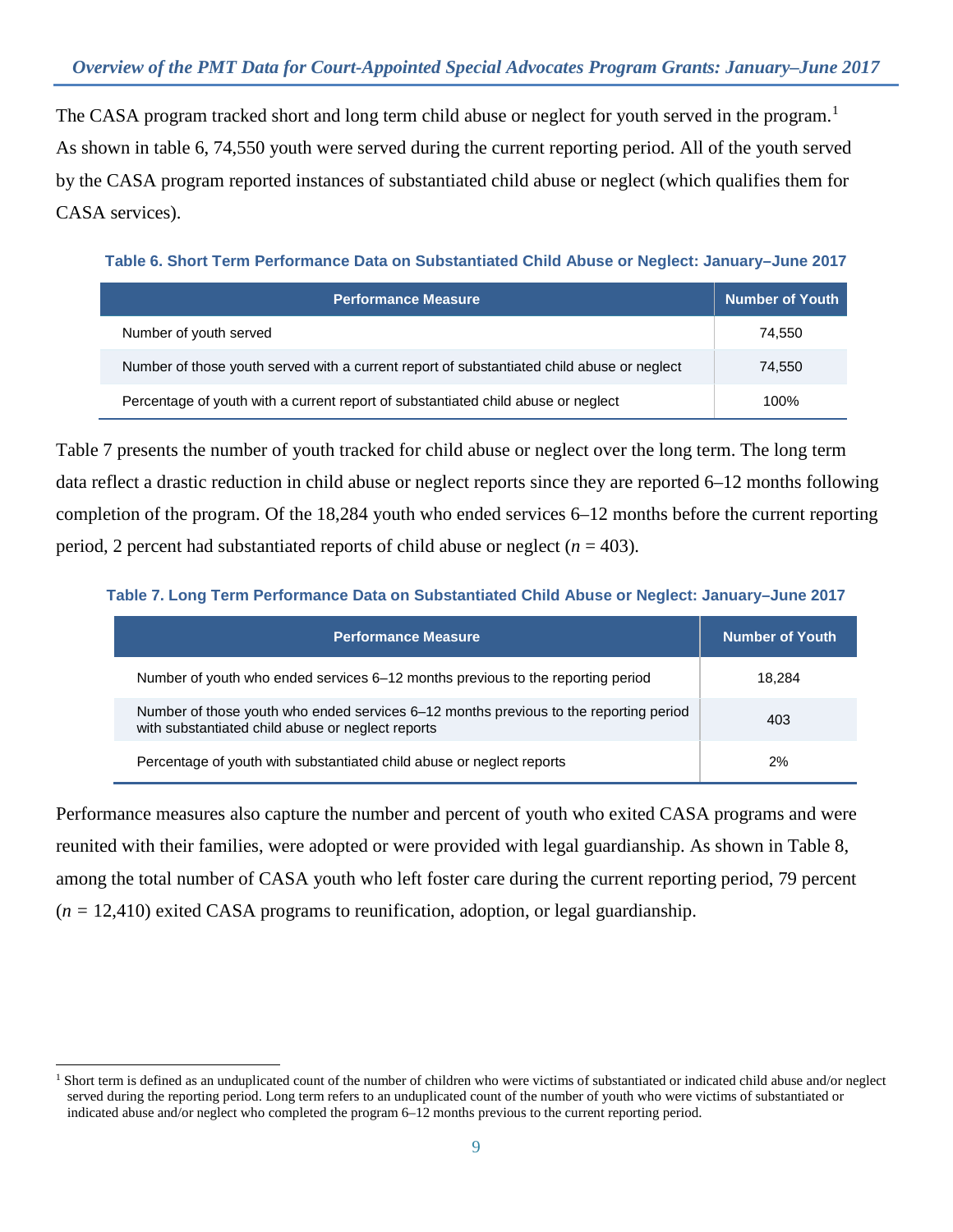The CASA program tracked short and long term child abuse or neglect for youth served in the program.[1] As shown in table 6, 74,550 youth were served during the current reporting period. All of the youth served by the CASA program reported instances of substantiated child abuse or neglect (which qualifies them for CASA services).

**Table 6. Short Term Performance Data on Substantiated Child Abuse or Neglect: January–June 2017**

| Performance Measure | Number of Youth |
|---|---|
| Number of youth served | 74,550 |
| Number of those youth served with a current report of substantiated child abuse or neglect | 74,550 |
| Percentage of youth with a current report of substantiated child abuse or neglect | 100% |

Table 7 presents the number of youth tracked for child abuse or neglect over the long term. The long term data reflect a drastic reduction in child abuse or neglect reports since they are reported 6–12 months following completion of the program. Of the 18,284 youth who ended services 6–12 months before the current reporting period, 2 percent had substantiated reports of child abuse or neglect (*n* = 403).

**Table 7. Long Term Performance Data on Substantiated Child Abuse or Neglect: January–June 2017**

| Performance Measure | Number of Youth |
|---|---|
| Number of youth who ended services 6–12 months previous to the reporting period | 18,284 |
| Number of those youth who ended services 6–12 months previous to the reporting period with substantiated child abuse or neglect reports | 403 |
| Percentage of youth with substantiated child abuse or neglect reports | 2% |

Performance measures also capture the number and percent of youth who exited CASA programs and were reunited with their families, were adopted or were provided with legal guardianship. As shown in Table 8, among the total number of CASA youth who left foster care during the current reporting period, 79 percent (*n* = 12,410) exited CASA programs to reunification, adoption, or legal guardianship.

[1] Short term is defined as an unduplicated count of the number of children who were victims of substantiated or indicated child abuse and/or neglect served during the reporting period. Long term refers to an unduplicated count of the number of youth who were victims of substantiated or indicated abuse and/or neglect who completed the program 6–12 months previous to the current reporting period.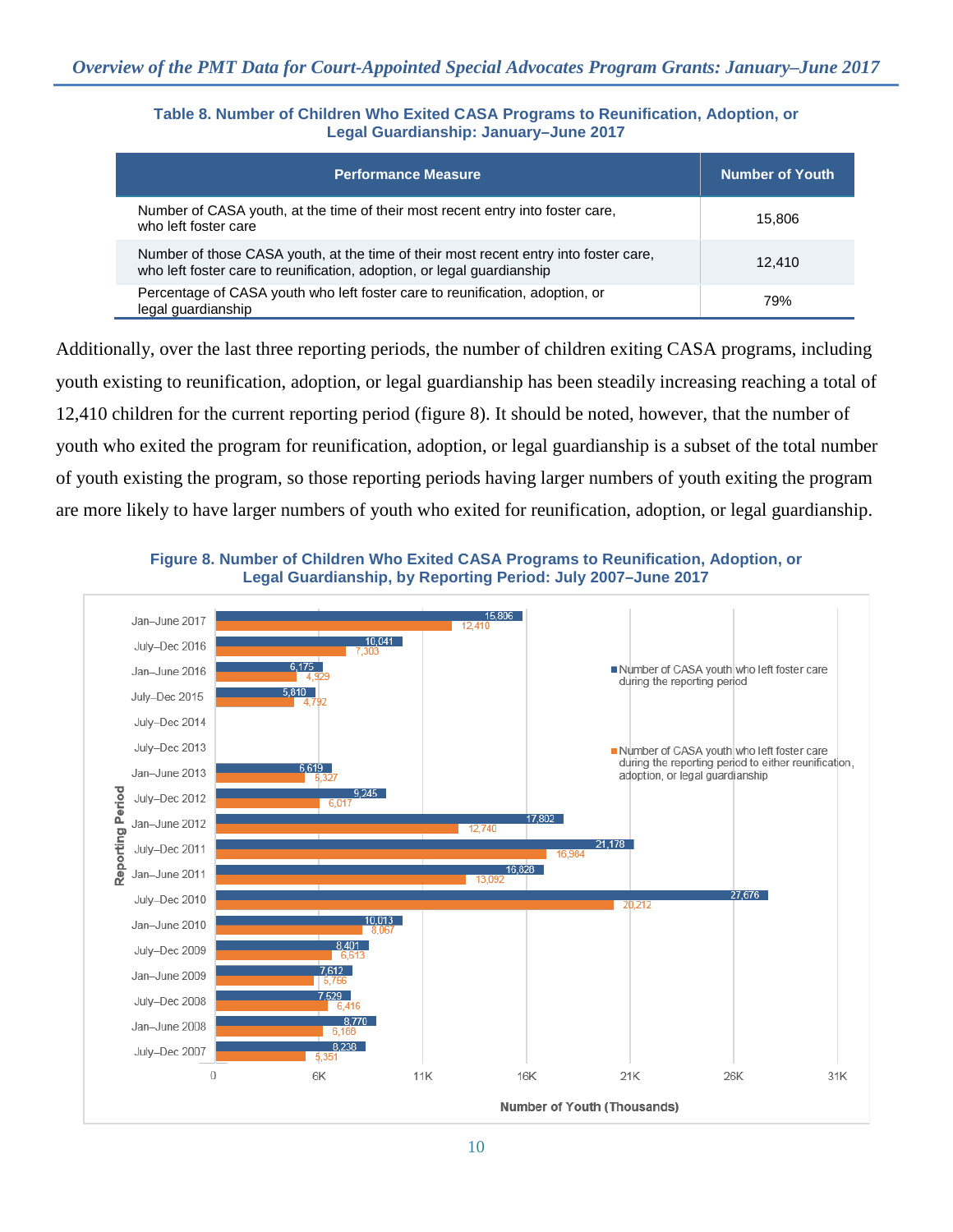**Table 8. Number of Children Who Exited CASA Programs to Reunification, Adoption, or Legal Guardianship: January–June 2017**

| Performance Measure | Number of Youth |
|---|---|
| Number of CASA youth, at the time of their most recent entry into foster care, who left foster care | 15,806 |
| Number of those CASA youth, at the time of their most recent entry into foster care, who left foster care to reunification, adoption, or legal guardianship | 12,410 |
| Percentage of CASA youth who left foster care to reunification, adoption, or legal guardianship | 79% |

Additionally, over the last three reporting periods, the number of children exiting CASA programs, including youth existing to reunification, adoption, or legal guardianship has been steadily increasing reaching a total of 12,410 children for the current reporting period (figure 8). It should be noted, however, that the number of youth who exited the program for reunification, adoption, or legal guardianship is a subset of the total number of youth existing the program, so those reporting periods having larger numbers of youth exiting the program are more likely to have larger numbers of youth who exited for reunification, adoption, or legal guardianship.

**Figure 8. Number of Children Who Exited CASA Programs to Reunification, Adoption, or Legal Guardianship, by Reporting Period: July 2007–June 2017**

| Reporting Period | Number of CASA youth who left foster care during the reporting period | Number of CASA youth who left foster care during the reporting period to either reunification, adoption, or legal guardianship |
|---|---|---|
| Jan–June 2017 | 15,806 | 12,410 |
| July–Dec 2016 | 10,041 | 7,303 |
| Jan–June 2016 | 6,175 | 4,929 |
| July–Dec 2015 | 5,810 | 4,792 |
| July–Dec 2014 | | |
| July–Dec 2013 | | |
| Jan–June 2013 | 6,619 | 5,327 |
| July–Dec 2012 | 9,245 | 6,017 |
| Jan–June 2012 | 17,802 | 12,740 |
| July–Dec 2011 | 21,178 | 16,984 |
| Jan–June 2011 | 16,826 | 13,092 |
| July–Dec 2010 | 27,676 | 20,212 |
| Jan–June 2010 | 10,013 | 8,067 |
| July–Dec 2009 | 8,401 | 6,613 |
| Jan–June 2009 | 7,612 | 5,766 |
| July–Dec 2008 | 7,529 | 6,416 |
| Jan–June 2008 | 8,770 | 6,168 |
| July–Dec 2007 | 8,238 | 5,351 |

Number of Youth (Thousands)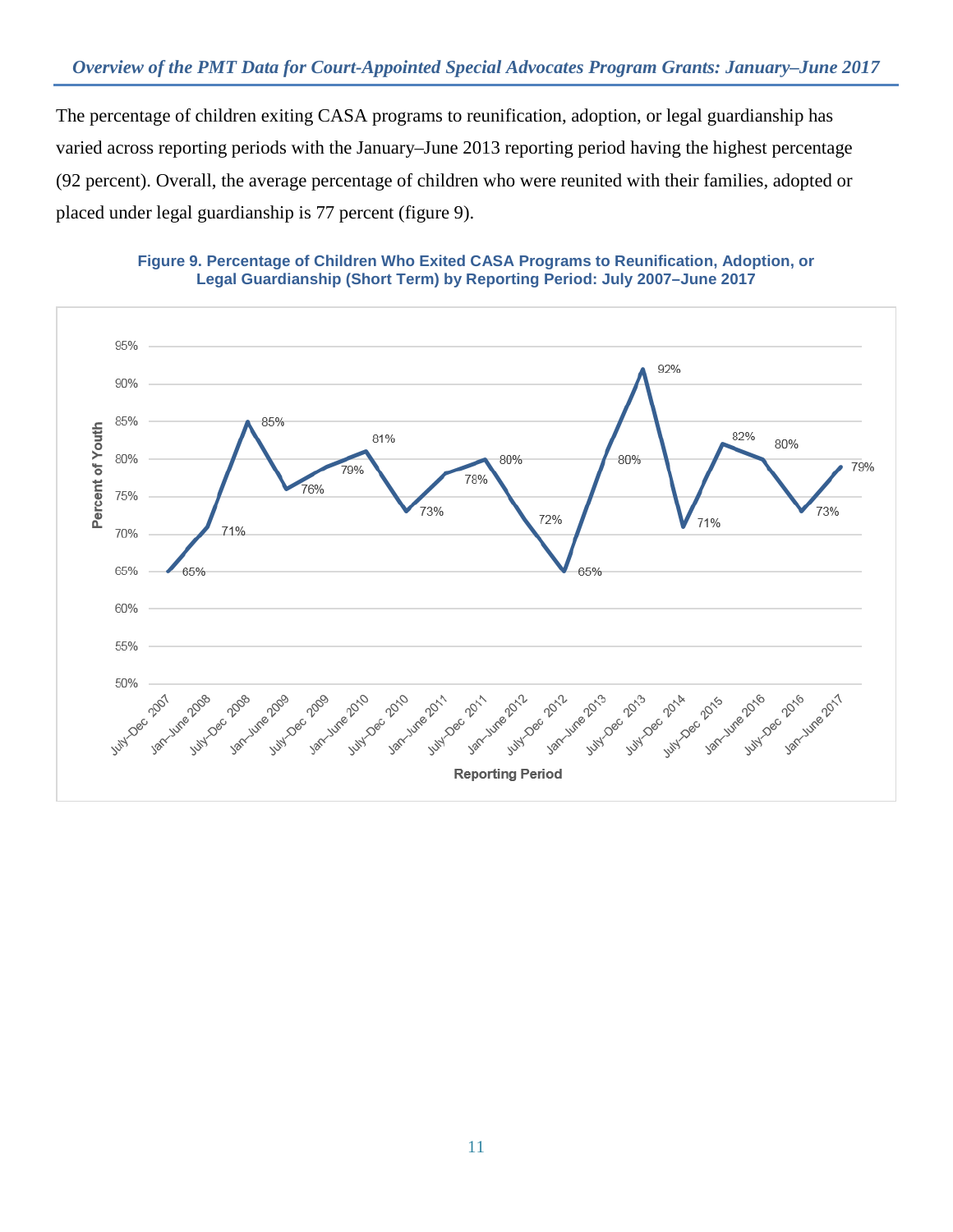The percentage of children exiting CASA programs to reunification, adoption, or legal guardianship has varied across reporting periods with the January–June 2013 reporting period having the highest percentage (92 percent). Overall, the average percentage of children who were reunited with their families, adopted or placed under legal guardianship is 77 percent (figure 9).

**Figure 9. Percentage of Children Who Exited CASA Programs to Reunification, Adoption, or Legal Guardianship (Short Term) by Reporting Period: July 2007–June 2017**

| Reporting Period | Percent of Youth |
|---|---|
| July–Dec 2007 | 65% |
| Jan–June 2008 | 71% |
| July–Dec 2008 | 85% |
| Jan–June 2009 | 76% |
| July–Dec 2009 | 79% |
| Jan–June 2010 | 81% |
| July–Dec 2010 | 73% |
| Jan–June 2011 | 78% |
| July–Dec 2011 | 80% |
| Jan–June 2012 | 72% |
| July–Dec 2012 | 65% |
| Jan–June 2013 | 80% |
| July–Dec 2013 | 92% |
| July–Dec 2014 | 71% |
| July–Dec 2015 | 82% |
| Jan–June 2016 | 80% |
| July–Dec 2016 | 73% |
| Jan–June 2017 | 79% |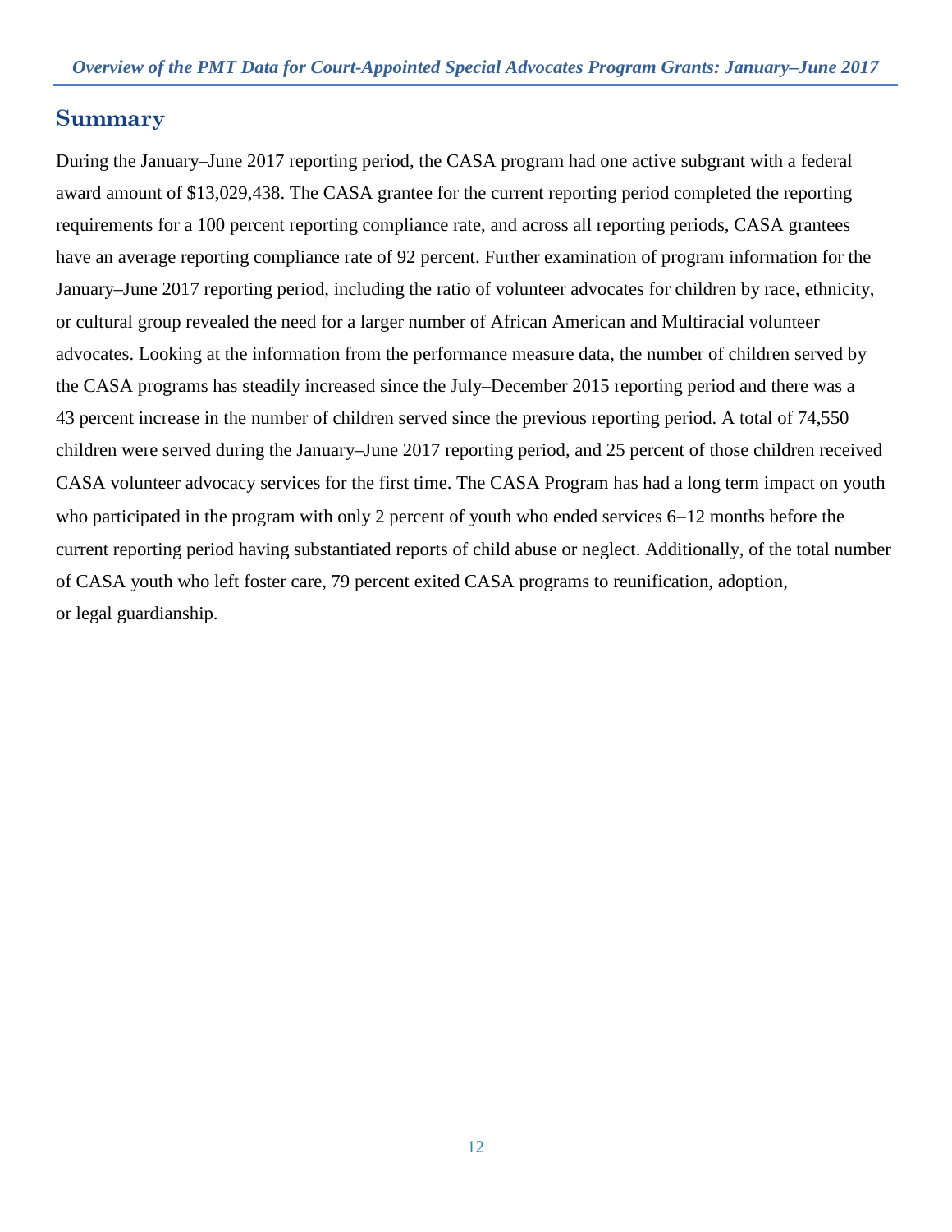## Summary

During the January–June 2017 reporting period, the CASA program had one active subgrant with a federal award amount of $13,029,438. The CASA grantee for the current reporting period completed the reporting requirements for a 100 percent reporting compliance rate, and across all reporting periods, CASA grantees have an average reporting compliance rate of 92 percent. Further examination of program information for the January–June 2017 reporting period, including the ratio of volunteer advocates for children by race, ethnicity, or cultural group revealed the need for a larger number of African American and Multiracial volunteer advocates. Looking at the information from the performance measure data, the number of children served by the CASA programs has steadily increased since the July–December 2015 reporting period and there was a 43 percent increase in the number of children served since the previous reporting period. A total of 74,550 children were served during the January–June 2017 reporting period, and 25 percent of those children received CASA volunteer advocacy services for the first time. The CASA Program has had a long term impact on youth who participated in the program with only 2 percent of youth who ended services 6–12 months before the current reporting period having substantiated reports of child abuse or neglect. Additionally, of the total number of CASA youth who left foster care, 79 percent exited CASA programs to reunification, adoption, or legal guardianship.